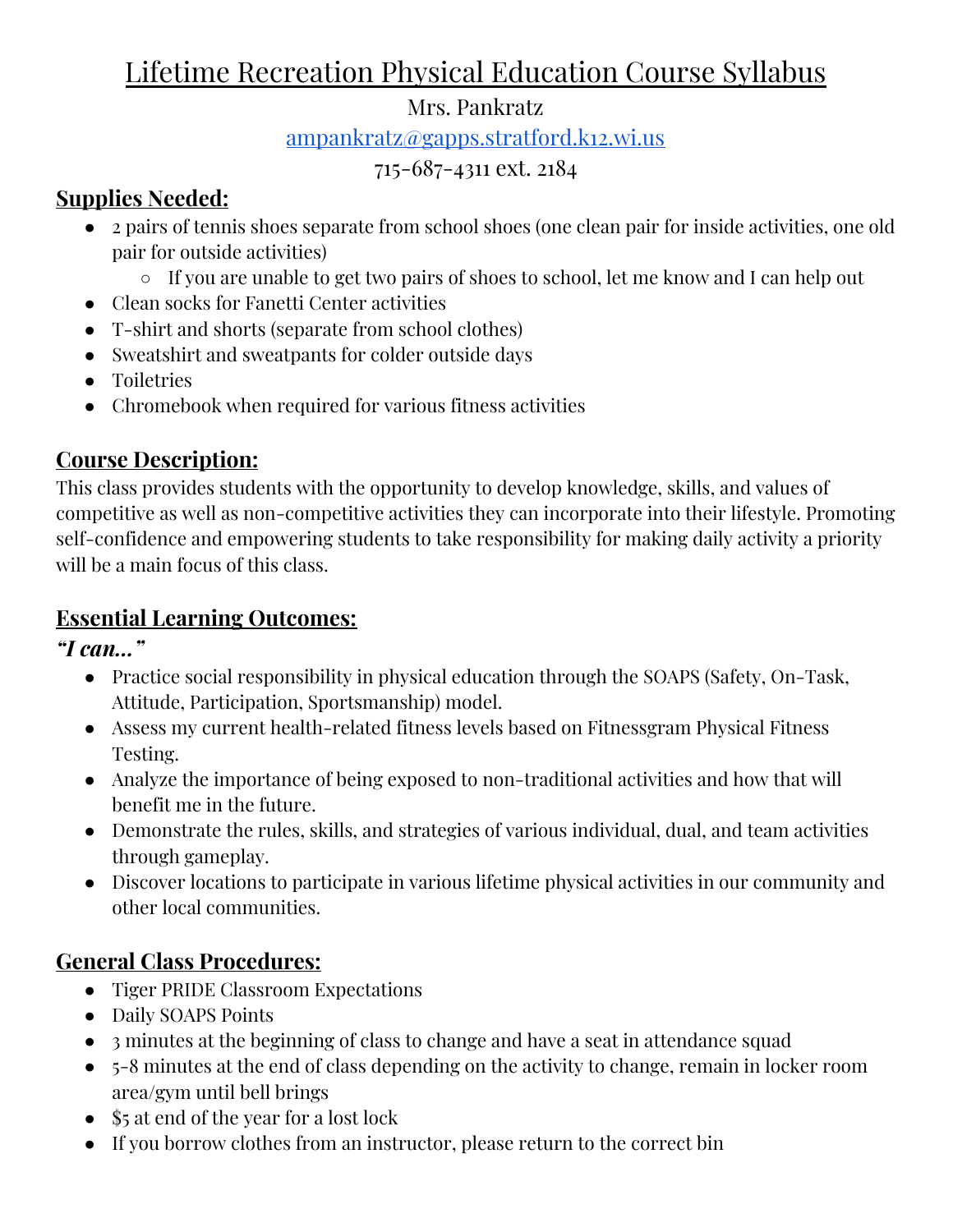# Lifetime Recreation Physical Education Course Syllabus

Mrs. Pankratz

ampankratz@gapps.stratford.k12.wi.us

715-687-4311 ext. 2184

## Supplies Needed:

- 2 pairs of tennis shoes separate from school shoes (one clean pair for inside activities, one old pair for outside activities)
    - If you are unable to get two pairs of shoes to school, let me know and I can help out
- Clean socks for Fanetti Center activities
- T-shirt and shorts (separate from school clothes)
- Sweatshirt and sweatpants for colder outside days
- Toiletries
- Chromebook when required for various fitness activities

## Course Description:

This class provides students with the opportunity to develop knowledge, skills, and values of competitive as well as non-competitive activities they can incorporate into their lifestyle. Promoting self-confidence and empowering students to take responsibility for making daily activity a priority will be a main focus of this class.

## Essential Learning Outcomes:

***"I can…"***

- Practice social responsibility in physical education through the SOAPS (Safety, On-Task, Attitude, Participation, Sportsmanship) model.
- Assess my current health-related fitness levels based on Fitnessgram Physical Fitness Testing.
- Analyze the importance of being exposed to non-traditional activities and how that will benefit me in the future.
- Demonstrate the rules, skills, and strategies of various individual, dual, and team activities through gameplay.
- Discover locations to participate in various lifetime physical activities in our community and other local communities.

## General Class Procedures:

- Tiger PRIDE Classroom Expectations
- Daily SOAPS Points
- 3 minutes at the beginning of class to change and have a seat in attendance squad
- 5-8 minutes at the end of class depending on the activity to change, remain in locker room area/gym until bell brings
- $5 at end of the year for a lost lock
- If you borrow clothes from an instructor, please return to the correct bin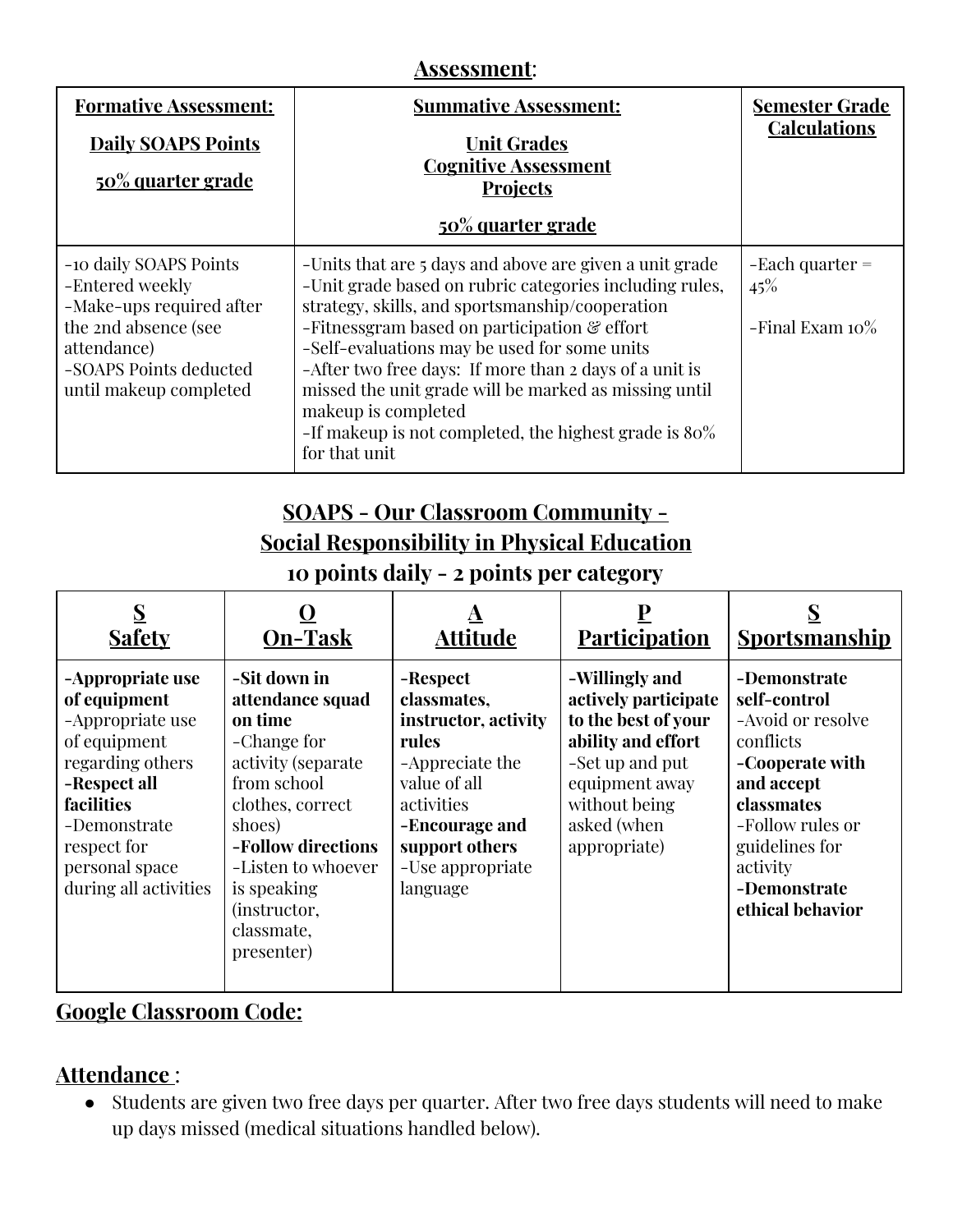## **Assessment**:

| **Formative Assessment:**<br><br>**Daily SOAPS Points**<br><br>**50% quarter grade** | **Summative Assessment:**<br><br>**Unit Grades**<br>**Cognitive Assessment**<br>**Projects**<br><br>**50% quarter grade** | **Semester Grade Calculations** |
|---|---|---|
| -10 daily SOAPS Points<br>-Entered weekly<br>-Make-ups required after the 2nd absence (see attendance)<br>-SOAPS Points deducted until makeup completed | -Units that are 5 days and above are given a unit grade<br>-Unit grade based on rubric categories including rules, strategy, skills, and sportsmanship/cooperation<br>-Fitnessgram based on participation & effort<br>-Self-evaluations may be used for some units<br>-After two free days: If more than 2 days of a unit is missed the unit grade will be marked as missing until makeup is completed<br>-If makeup is not completed, the highest grade is 80% for that unit | -Each quarter = 45%<br><br>-Final Exam 10% |

## **SOAPS - Our Classroom Community - Social Responsibility in Physical Education**
## **10 points daily - 2 points per category**

| **S**<br>**Safety** | **O**<br>**On-Task** | **A**<br>**Attitude** | **P**<br>**Participation** | **S**<br>**Sportsmanship** |
|---|---|---|---|---|
| **-Appropriate use of equipment**<br>-Appropriate use of equipment regarding others<br>**-Respect all facilities**<br>-Demonstrate respect for personal space during all activities | **-Sit down in attendance squad on time**<br>-Change for activity (separate from school clothes, correct shoes)<br>**-Follow directions**<br>-Listen to whoever is speaking (instructor, classmate, presenter) | **-Respect classmates, instructor, activity rules**<br>-Appreciate the value of all activities<br>**-Encourage and support others**<br>-Use appropriate language | **-Willingly and actively participate to the best of your ability and effort**<br>-Set up and put equipment away without being asked (when appropriate) | **-Demonstrate self-control**<br>-Avoid or resolve conflicts<br>**-Cooperate with and accept classmates**<br>-Follow rules or guidelines for activity<br>**-Demonstrate ethical behavior** |

## **Google Classroom Code:**

## **Attendance** :

- Students are given two free days per quarter. After two free days students will need to make up days missed (medical situations handled below).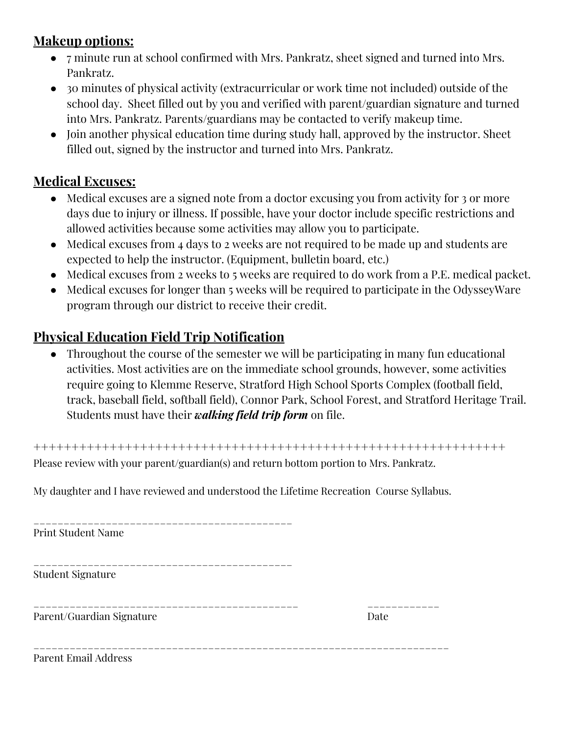## Makeup options:

- 7 minute run at school confirmed with Mrs. Pankratz, sheet signed and turned into Mrs. Pankratz.
- 30 minutes of physical activity (extracurricular or work time not included) outside of the school day. Sheet filled out by you and verified with parent/guardian signature and turned into Mrs. Pankratz. Parents/guardians may be contacted to verify makeup time.
- Join another physical education time during study hall, approved by the instructor. Sheet filled out, signed by the instructor and turned into Mrs. Pankratz.

## Medical Excuses:

- Medical excuses are a signed note from a doctor excusing you from activity for 3 or more days due to injury or illness. If possible, have your doctor include specific restrictions and allowed activities because some activities may allow you to participate.
- Medical excuses from 4 days to 2 weeks are not required to be made up and students are expected to help the instructor. (Equipment, bulletin board, etc.)
- Medical excuses from 2 weeks to 5 weeks are required to do work from a P.E. medical packet.
- Medical excuses for longer than 5 weeks will be required to participate in the OdysseyWare program through our district to receive their credit.

## Physical Education Field Trip Notification

- Throughout the course of the semester we will be participating in many fun educational activities. Most activities are on the immediate school grounds, however, some activities require going to Klemme Reserve, Stratford High School Sports Complex (football field, track, baseball field, softball field), Connor Park, School Forest, and Stratford Heritage Trail. Students must have their ***walking field trip form*** on file.

++++++++++++++++++++++++++++++++++++++++++++++++++++++++++++++++

Please review with your parent/guardian(s) and return bottom portion to Mrs. Pankratz.

My daughter and I have reviewed and understood the Lifetime Recreation Course Syllabus.

___________________________________________
Print Student Name

___________________________________________
Student Signature

___________________________________________ ____________
Parent/Guardian Signature Date

_____________________________________________________________________
Parent Email Address